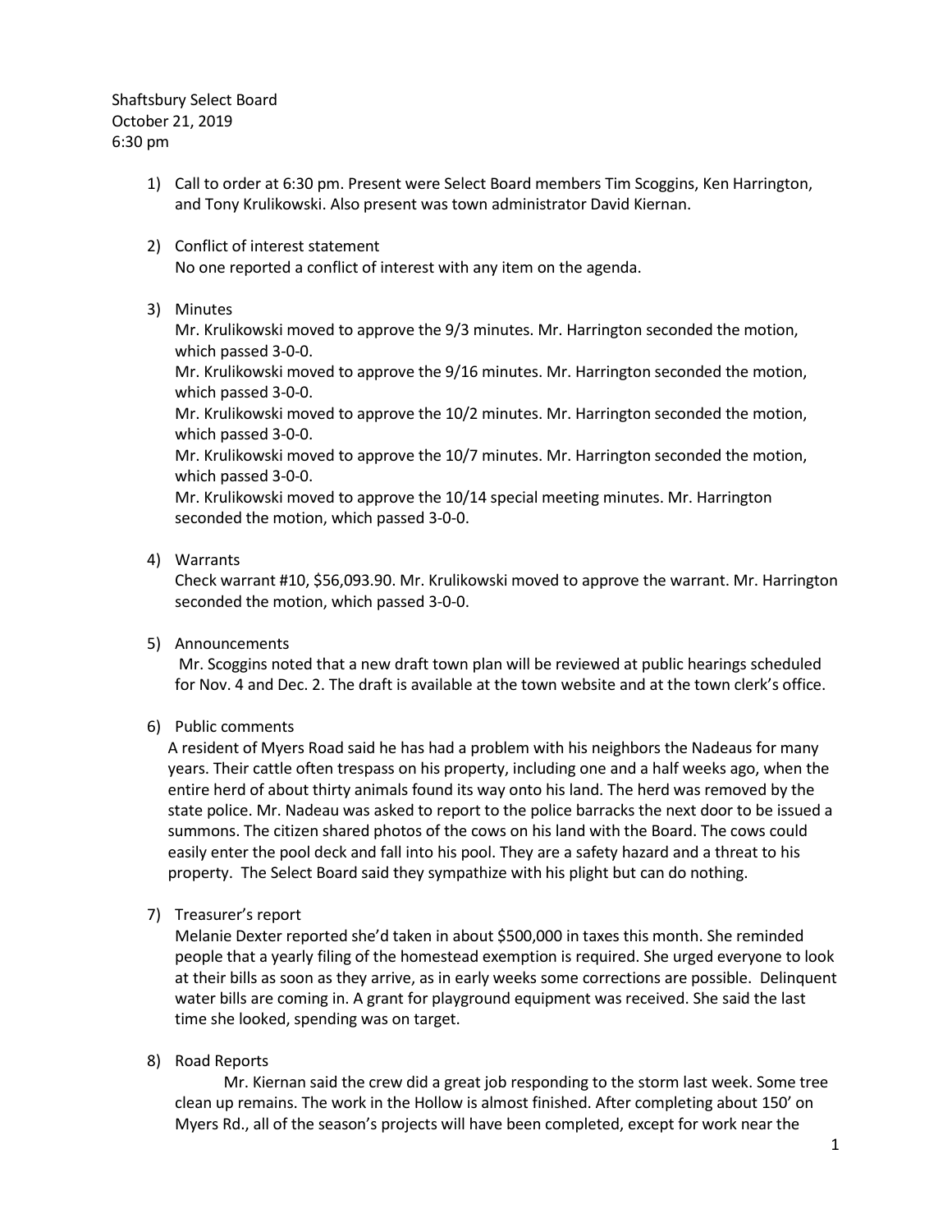Shaftsbury Select Board
October 21, 2019
6:30 pm

1) Call to order at 6:30 pm. Present were Select Board members Tim Scoggins, Ken Harrington, and Tony Krulikowski. Also present was town administrator David Kiernan.

2) Conflict of interest statement
   No one reported a conflict of interest with any item on the agenda.

3) Minutes
   Mr. Krulikowski moved to approve the 9/3 minutes. Mr. Harrington seconded the motion, which passed 3-0-0.
   Mr. Krulikowski moved to approve the 9/16 minutes. Mr. Harrington seconded the motion, which passed 3-0-0.
   Mr. Krulikowski moved to approve the 10/2 minutes. Mr. Harrington seconded the motion, which passed 3-0-0.
   Mr. Krulikowski moved to approve the 10/7 minutes. Mr. Harrington seconded the motion, which passed 3-0-0.
   Mr. Krulikowski moved to approve the 10/14 special meeting minutes. Mr. Harrington seconded the motion, which passed 3-0-0.

4) Warrants
   Check warrant #10, $56,093.90. Mr. Krulikowski moved to approve the warrant. Mr. Harrington seconded the motion, which passed 3-0-0.

5) Announcements
   Mr. Scoggins noted that a new draft town plan will be reviewed at public hearings scheduled for Nov. 4 and Dec. 2. The draft is available at the town website and at the town clerk's office.

6) Public comments
   A resident of Myers Road said he has had a problem with his neighbors the Nadeaus for many years. Their cattle often trespass on his property, including one and a half weeks ago, when the entire herd of about thirty animals found its way onto his land. The herd was removed by the state police. Mr. Nadeau was asked to report to the police barracks the next door to be issued a summons. The citizen shared photos of the cows on his land with the Board. The cows could easily enter the pool deck and fall into his pool. They are a safety hazard and a threat to his property. The Select Board said they sympathize with his plight but can do nothing.

7) Treasurer's report
   Melanie Dexter reported she'd taken in about $500,000 in taxes this month. She reminded people that a yearly filing of the homestead exemption is required. She urged everyone to look at their bills as soon as they arrive, as in early weeks some corrections are possible. Delinquent water bills are coming in. A grant for playground equipment was received. She said the last time she looked, spending was on target.

8) Road Reports
   Mr. Kiernan said the crew did a great job responding to the storm last week. Some tree clean up remains. The work in the Hollow is almost finished. After completing about 150' on Myers Rd., all of the season's projects will have been completed, except for work near the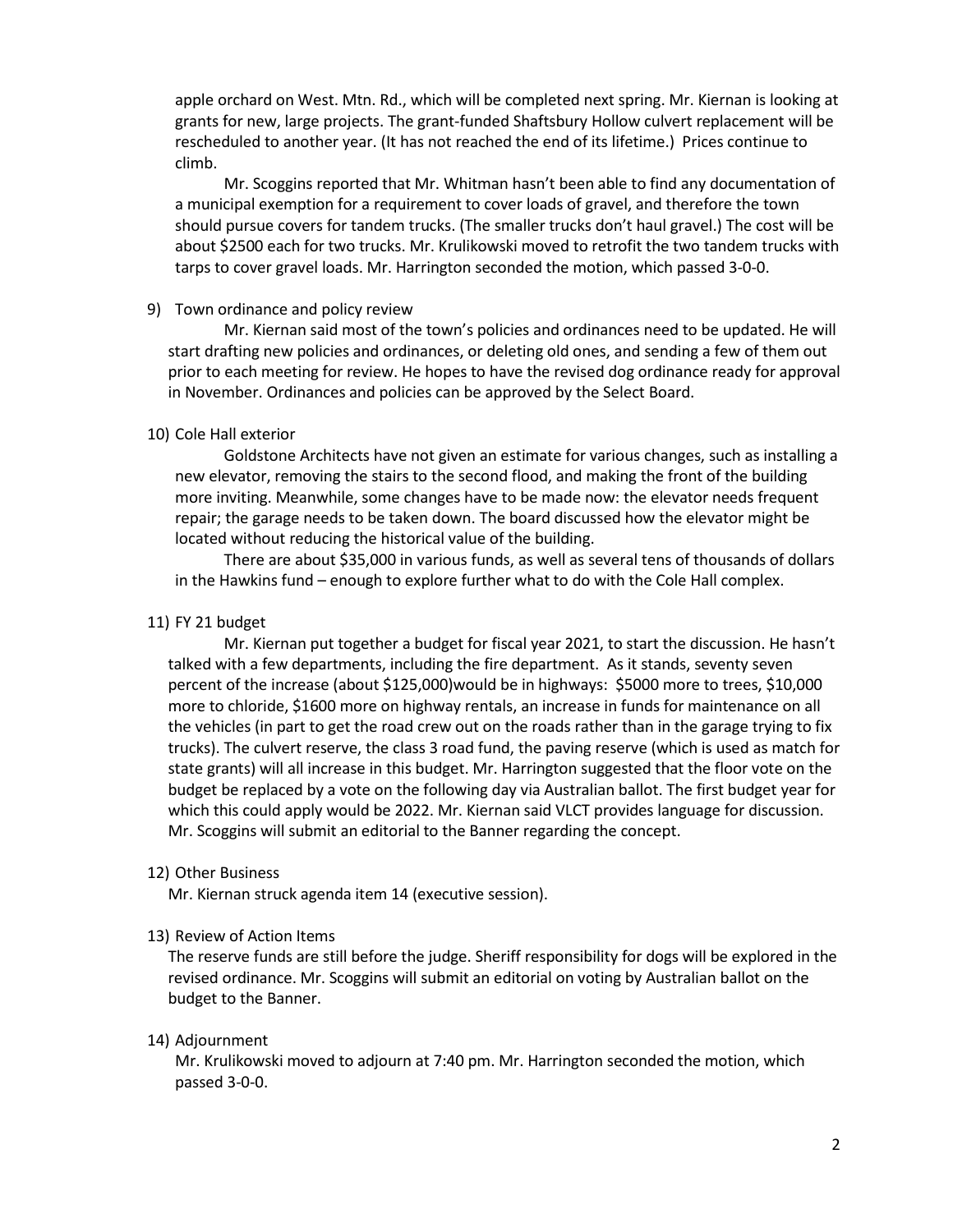apple orchard on West. Mtn. Rd., which will be completed next spring. Mr. Kiernan is looking at grants for new, large projects. The grant-funded Shaftsbury Hollow culvert replacement will be rescheduled to another year. (It has not reached the end of its lifetime.) Prices continue to climb.

Mr. Scoggins reported that Mr. Whitman hasn't been able to find any documentation of a municipal exemption for a requirement to cover loads of gravel, and therefore the town should pursue covers for tandem trucks. (The smaller trucks don't haul gravel.) The cost will be about $2500 each for two trucks. Mr. Krulikowski moved to retrofit the two tandem trucks with tarps to cover gravel loads. Mr. Harrington seconded the motion, which passed 3-0-0.

9) Town ordinance and policy review

Mr. Kiernan said most of the town's policies and ordinances need to be updated. He will start drafting new policies and ordinances, or deleting old ones, and sending a few of them out prior to each meeting for review. He hopes to have the revised dog ordinance ready for approval in November. Ordinances and policies can be approved by the Select Board.

10) Cole Hall exterior

Goldstone Architects have not given an estimate for various changes, such as installing a new elevator, removing the stairs to the second flood, and making the front of the building more inviting. Meanwhile, some changes have to be made now: the elevator needs frequent repair; the garage needs to be taken down. The board discussed how the elevator might be located without reducing the historical value of the building.

There are about $35,000 in various funds, as well as several tens of thousands of dollars in the Hawkins fund – enough to explore further what to do with the Cole Hall complex.

11) FY 21 budget

Mr. Kiernan put together a budget for fiscal year 2021, to start the discussion. He hasn't talked with a few departments, including the fire department. As it stands, seventy seven percent of the increase (about $125,000)would be in highways: $5000 more to trees, $10,000 more to chloride, $1600 more on highway rentals, an increase in funds for maintenance on all the vehicles (in part to get the road crew out on the roads rather than in the garage trying to fix trucks). The culvert reserve, the class 3 road fund, the paving reserve (which is used as match for state grants) will all increase in this budget. Mr. Harrington suggested that the floor vote on the budget be replaced by a vote on the following day via Australian ballot. The first budget year for which this could apply would be 2022. Mr. Kiernan said VLCT provides language for discussion. Mr. Scoggins will submit an editorial to the Banner regarding the concept.

12) Other Business

Mr. Kiernan struck agenda item 14 (executive session).

13) Review of Action Items

The reserve funds are still before the judge. Sheriff responsibility for dogs will be explored in the revised ordinance. Mr. Scoggins will submit an editorial on voting by Australian ballot on the budget to the Banner.

14) Adjournment

Mr. Krulikowski moved to adjourn at 7:40 pm. Mr. Harrington seconded the motion, which passed 3-0-0.